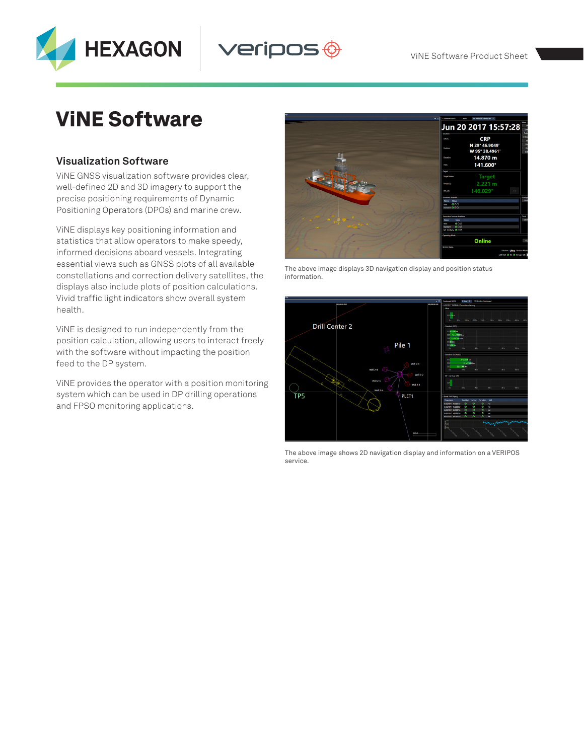# ViNE Software

## Visualization Software

ViNE GNSS visualization software provides clear, well-defined 2D and 3D imagery to support the precise positioning requirements of Dynamic Positioning Operators (DPOs) and marine crew.

ViNE displays key positioning information and statistics that allow operators to make speedy, informed decisions aboard vessels. Integrating essential views such as GNSS plots of all available constellations and correction delivery satellites, the displays also include plots of position calculations. Vivid traffic light indicators show overall system health.

ViNE is designed to run independently from the position calculation, allowing users to interact freely with the software without impacting the position feed to the DP system.

ViNE provides the operator with a position monitoring system which can be used in DP drilling operations and FPSO monitoring applications.

The above image displays 3D navigation display and position status information.

The above image shows 2D navigation display and information on a VERIPOS service.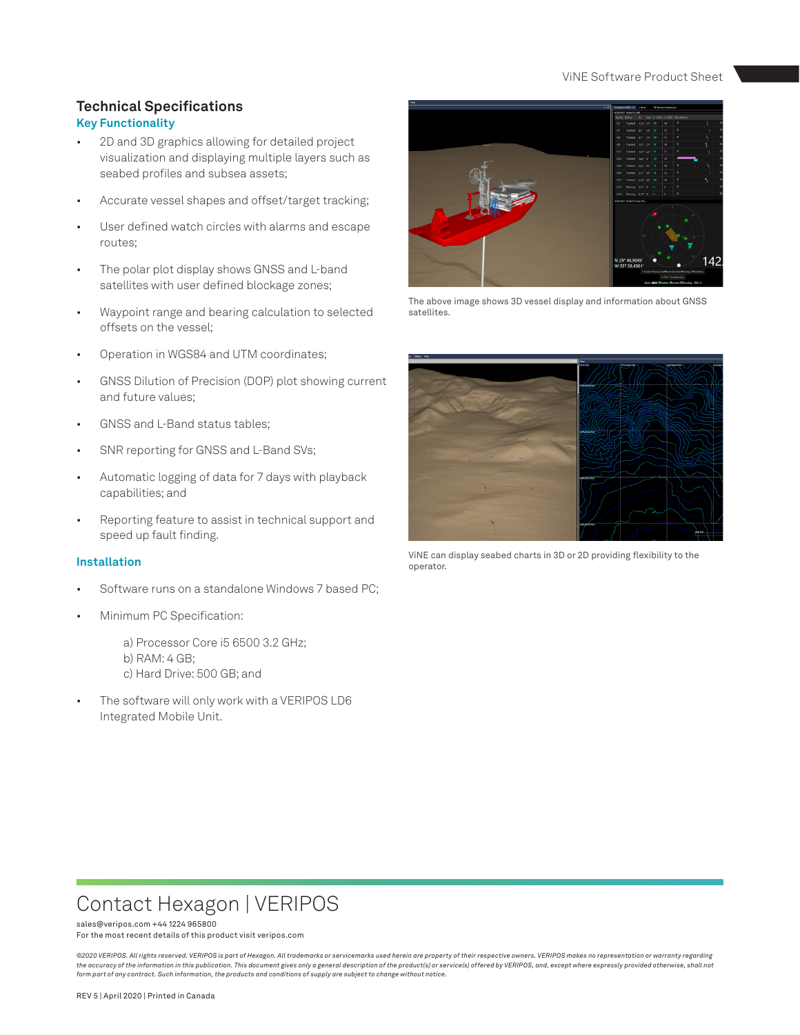## Technical Specifications

### Key Functionality

- 2D and 3D graphics allowing for detailed project visualization and displaying multiple layers such as seabed profiles and subsea assets;
- Accurate vessel shapes and offset/target tracking;
- User defined watch circles with alarms and escape routes;
- The polar plot display shows GNSS and L-band satellites with user defined blockage zones;
- Waypoint range and bearing calculation to selected offsets on the vessel;
- Operation in WGS84 and UTM coordinates;
- GNSS Dilution of Precision (DOP) plot showing current and future values;
- GNSS and L-Band status tables;
- SNR reporting for GNSS and L-Band SVs;
- Automatic logging of data for 7 days with playback capabilities; and
- Reporting feature to assist in technical support and speed up fault finding.

### Installation

- Software runs on a standalone Windows 7 based PC;
- Minimum PC Specification:

  a) Processor Core i5 6500 3.2 GHz;
  b) RAM: 4 GB;
  c) Hard Drive: 500 GB; and

- The software will only work with a VERIPOS LD6 Integrated Mobile Unit.

The above image shows 3D vessel display and information about GNSS satellites.

ViNE can display seabed charts in 3D or 2D providing flexibility to the operator.

# Contact Hexagon | VERIPOS

sales@veripos.com +44 1224 965800
For the most recent details of this product visit veripos.com

*©2020 VERIPOS. All rights reserved. VERIPOS is part of Hexagon. All trademarks or servicemarks used herein are property of their respective owners. VERIPOS makes no representation or warranty regarding the accuracy of the information in this publication. This document gives only a general description of the product(s) or service(s) offered by VERIPOS, and, except where expressly provided otherwise, shall not form part of any contract. Such information, the products and conditions of supply are subject to change without notice.*

REV 5 | April 2020 | Printed in Canada